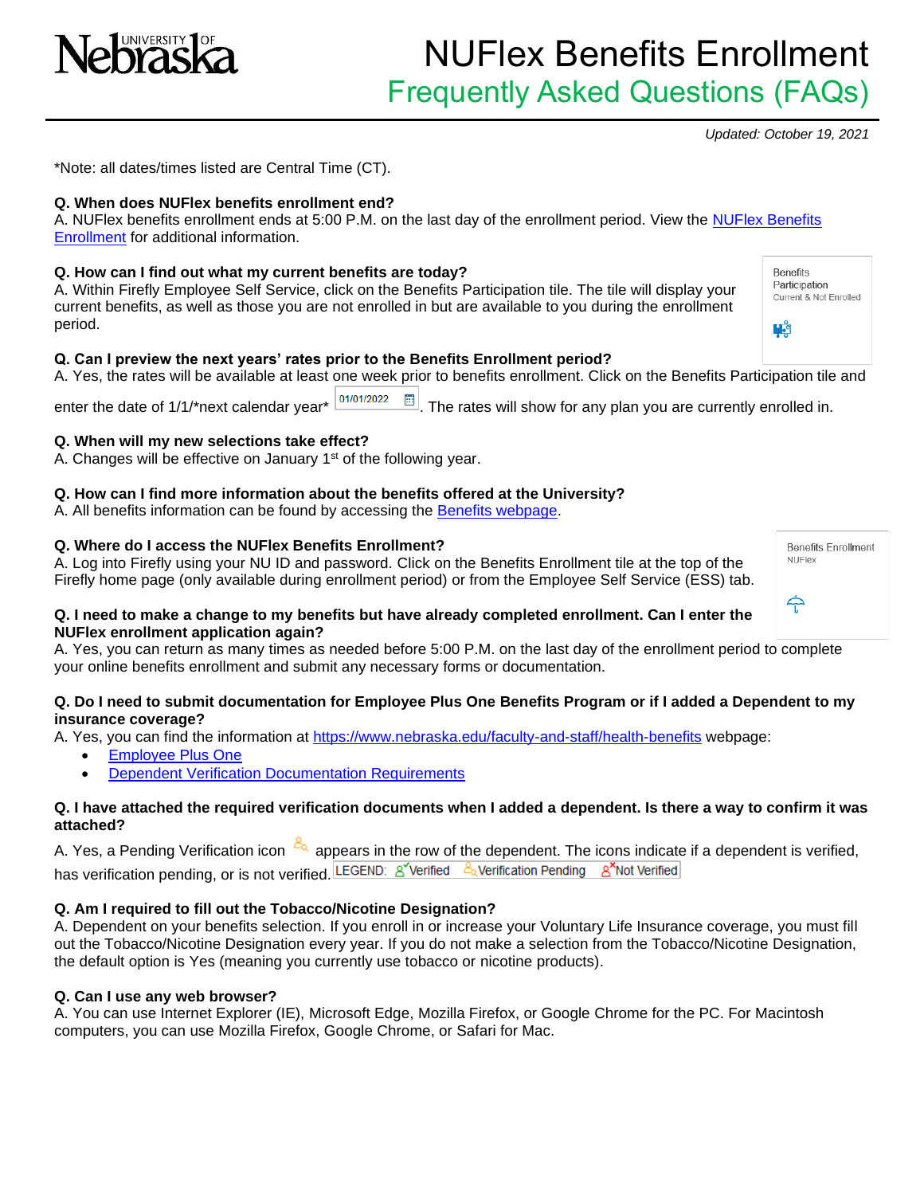University of Nebraska

# NUFlex Benefits Enrollment

## Frequently Asked Questions (FAQs)

*Updated: October 19, 2021*

*Note: all dates/times listed are Central Time (CT).

**Q. When does NUFlex benefits enrollment end?**
A. NUFlex benefits enrollment ends at 5:00 P.M. on the last day of the enrollment period. View the NUFlex Benefits Enrollment for additional information.

**Q. How can I find out what my current benefits are today?**
A. Within Firefly Employee Self Service, click on the Benefits Participation tile. The tile will display your current benefits, as well as those you are not enrolled in but are available to you during the enrollment period.

Benefits Participation
Current & Not Enrolled

**Q. Can I preview the next years' rates prior to the Benefits Enrollment period?**
A. Yes, the rates will be available at least one week prior to benefits enrollment. Click on the Benefits Participation tile and enter the date of 1/1/*next calendar year* 01/01/2022. The rates will show for any plan you are currently enrolled in.

**Q. When will my new selections take effect?**
A. Changes will be effective on January 1st of the following year.

**Q. How can I find more information about the benefits offered at the University?**
A. All benefits information can be found by accessing the Benefits webpage.

**Q. Where do I access the NUFlex Benefits Enrollment?**
A. Log into Firefly using your NU ID and password. Click on the Benefits Enrollment tile at the top of the Firefly home page (only available during enrollment period) or from the Employee Self Service (ESS) tab.

Benefits Enrollment
NUFlex

**Q. I need to make a change to my benefits but have already completed enrollment. Can I enter the NUFlex enrollment application again?**
A. Yes, you can return as many times as needed before 5:00 P.M. on the last day of the enrollment period to complete your online benefits enrollment and submit any necessary forms or documentation.

**Q. Do I need to submit documentation for Employee Plus One Benefits Program or if I added a Dependent to my insurance coverage?**
A. Yes, you can find the information at https://www.nebraska.edu/faculty-and-staff/health-benefits webpage:

- Employee Plus One
- Dependent Verification Documentation Requirements

**Q. I have attached the required verification documents when I added a dependent. Is there a way to confirm it was attached?**
A. Yes, a Pending Verification icon appears in the row of the dependent. The icons indicate if a dependent is verified, has verification pending, or is not verified. LEGEND: Verified Verification Pending Not Verified

**Q. Am I required to fill out the Tobacco/Nicotine Designation?**
A. Dependent on your benefits selection. If you enroll in or increase your Voluntary Life Insurance coverage, you must fill out the Tobacco/Nicotine Designation every year. If you do not make a selection from the Tobacco/Nicotine Designation, the default option is Yes (meaning you currently use tobacco or nicotine products).

**Q. Can I use any web browser?**
A. You can use Internet Explorer (IE), Microsoft Edge, Mozilla Firefox, or Google Chrome for the PC. For Macintosh computers, you can use Mozilla Firefox, Google Chrome, or Safari for Mac.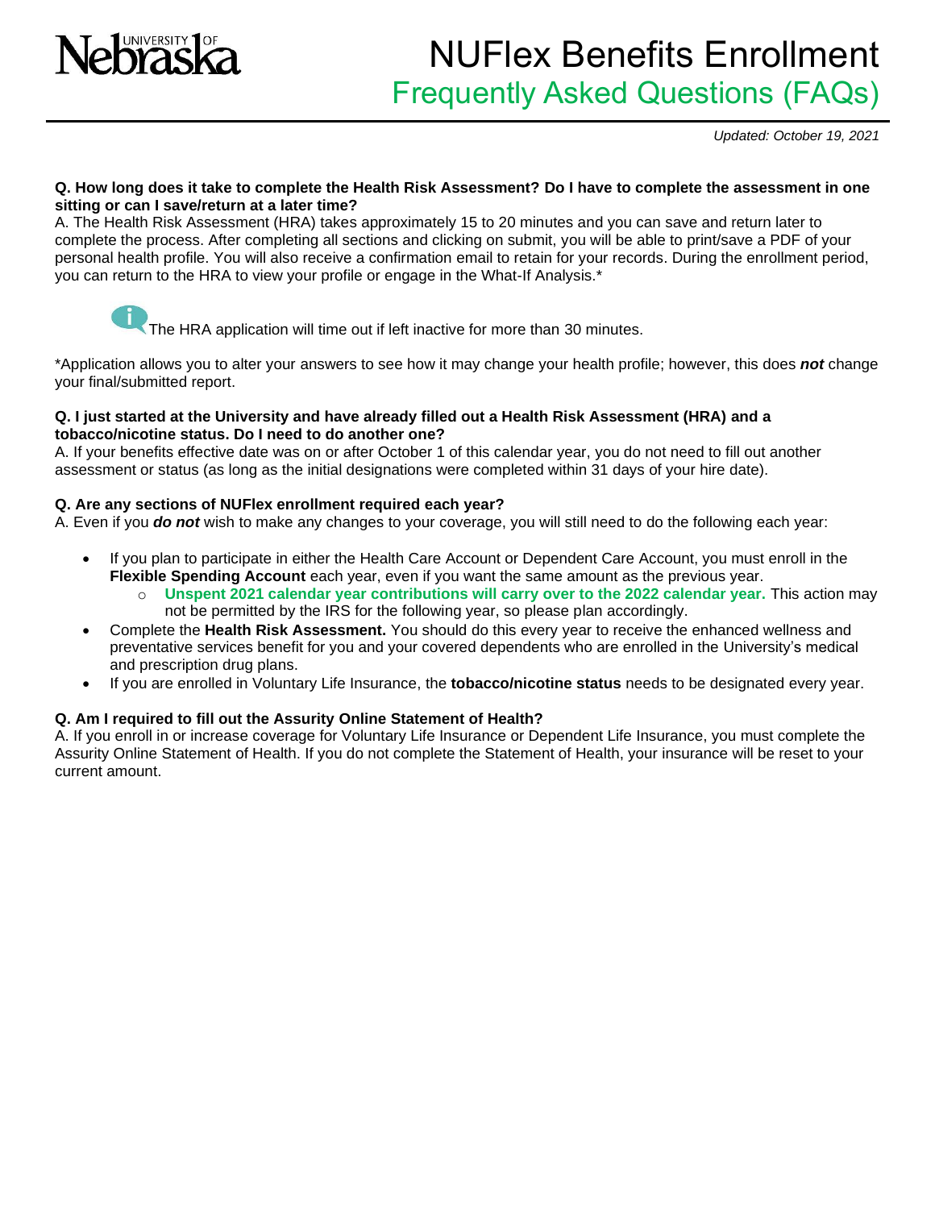Updated: October 19, 2021

**Q. How long does it take to complete the Health Risk Assessment? Do I have to complete the assessment in one sitting or can I save/return at a later time?**
A. The Health Risk Assessment (HRA) takes approximately 15 to 20 minutes and you can save and return later to complete the process. After completing all sections and clicking on submit, you will be able to print/save a PDF of your personal health profile. You will also receive a confirmation email to retain for your records. During the enrollment period, you can return to the HRA to view your profile or engage in the What-If Analysis.*

The HRA application will time out if left inactive for more than 30 minutes.

*Application allows you to alter your answers to see how it may change your health profile; however, this does ***not*** change your final/submitted report.

**Q. I just started at the University and have already filled out a Health Risk Assessment (HRA) and a tobacco/nicotine status. Do I need to do another one?**
A. If your benefits effective date was on or after October 1 of this calendar year, you do not need to fill out another assessment or status (as long as the initial designations were completed within 31 days of your hire date).

**Q. Are any sections of NUFlex enrollment required each year?**
A. Even if you ***do not*** wish to make any changes to your coverage, you will still need to do the following each year:

- If you plan to participate in either the Health Care Account or Dependent Care Account, you must enroll in the **Flexible Spending Account** each year, even if you want the same amount as the previous year.
  - **Unspent 2021 calendar year contributions will carry over to the 2022 calendar year.** This action may not be permitted by the IRS for the following year, so please plan accordingly.
- Complete the **Health Risk Assessment.** You should do this every year to receive the enhanced wellness and preventative services benefit for you and your covered dependents who are enrolled in the University's medical and prescription drug plans.
- If you are enrolled in Voluntary Life Insurance, the **tobacco/nicotine status** needs to be designated every year.

**Q. Am I required to fill out the Assurity Online Statement of Health?**
A. If you enroll in or increase coverage for Voluntary Life Insurance or Dependent Life Insurance, you must complete the Assurity Online Statement of Health. If you do not complete the Statement of Health, your insurance will be reset to your current amount.